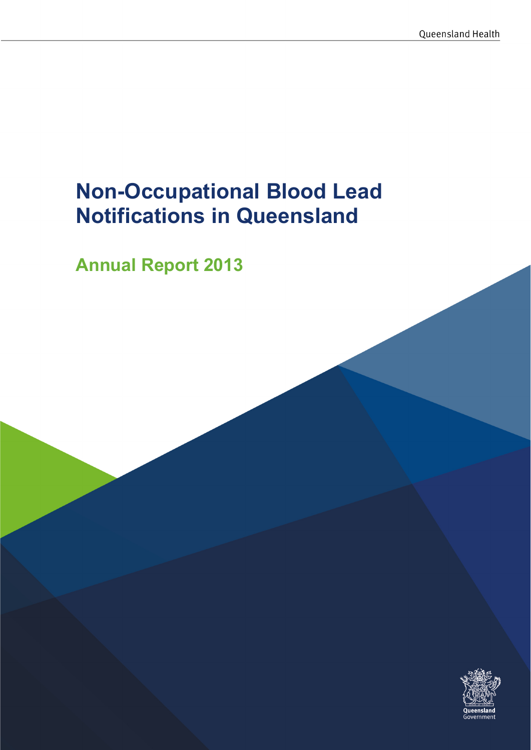Queensland Health

# Non-Occupational Blood Lead Notifications in Queensland

## Annual Report 2013

Queensland Government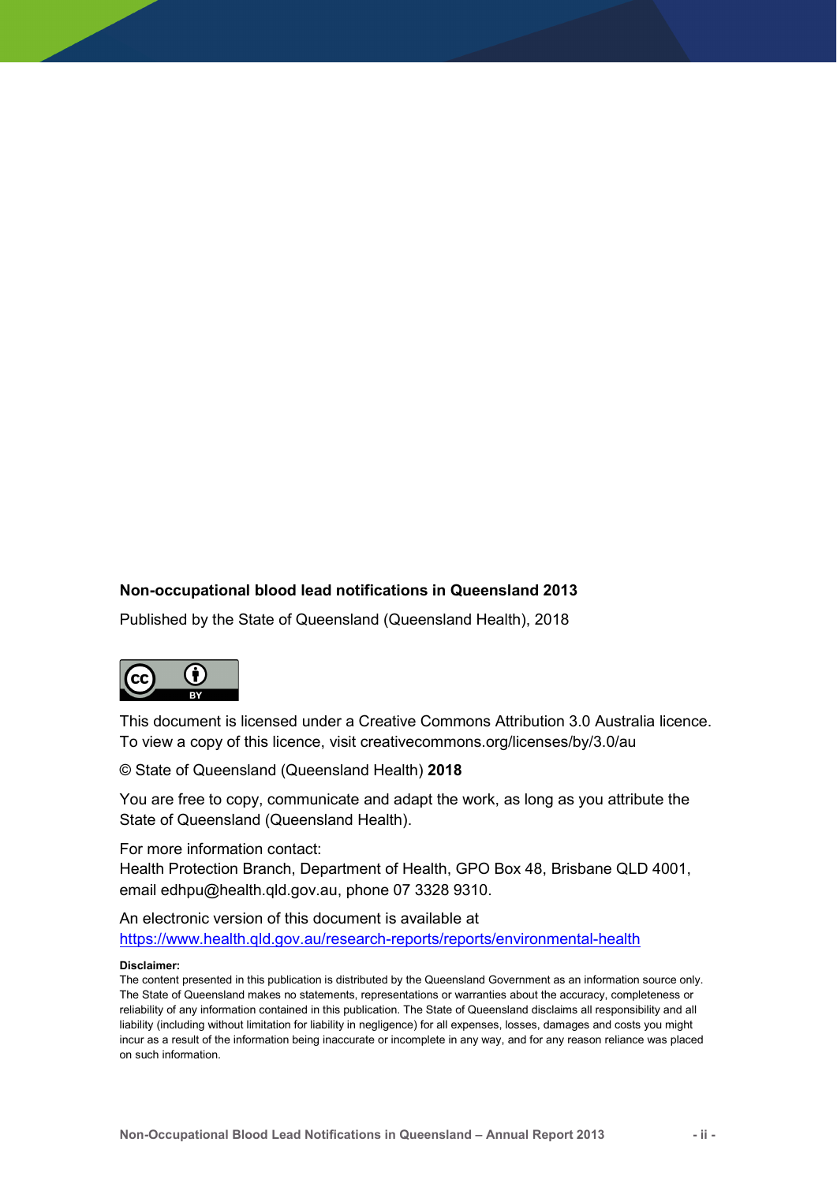**Non-occupational blood lead notifications in Queensland 2013**

Published by the State of Queensland (Queensland Health), 2018

This document is licensed under a Creative Commons Attribution 3.0 Australia licence. To view a copy of this licence, visit creativecommons.org/licenses/by/3.0/au

© State of Queensland (Queensland Health) **2018**

You are free to copy, communicate and adapt the work, as long as you attribute the State of Queensland (Queensland Health).

For more information contact:
Health Protection Branch, Department of Health, GPO Box 48, Brisbane QLD 4001, email edhpu@health.qld.gov.au, phone 07 3328 9310.

An electronic version of this document is available at
https://www.health.qld.gov.au/research-reports/reports/environmental-health

**Disclaimer:**
The content presented in this publication is distributed by the Queensland Government as an information source only. The State of Queensland makes no statements, representations or warranties about the accuracy, completeness or reliability of any information contained in this publication. The State of Queensland disclaims all responsibility and all liability (including without limitation for liability in negligence) for all expenses, losses, damages and costs you might incur as a result of the information being inaccurate or incomplete in any way, and for any reason reliance was placed on such information.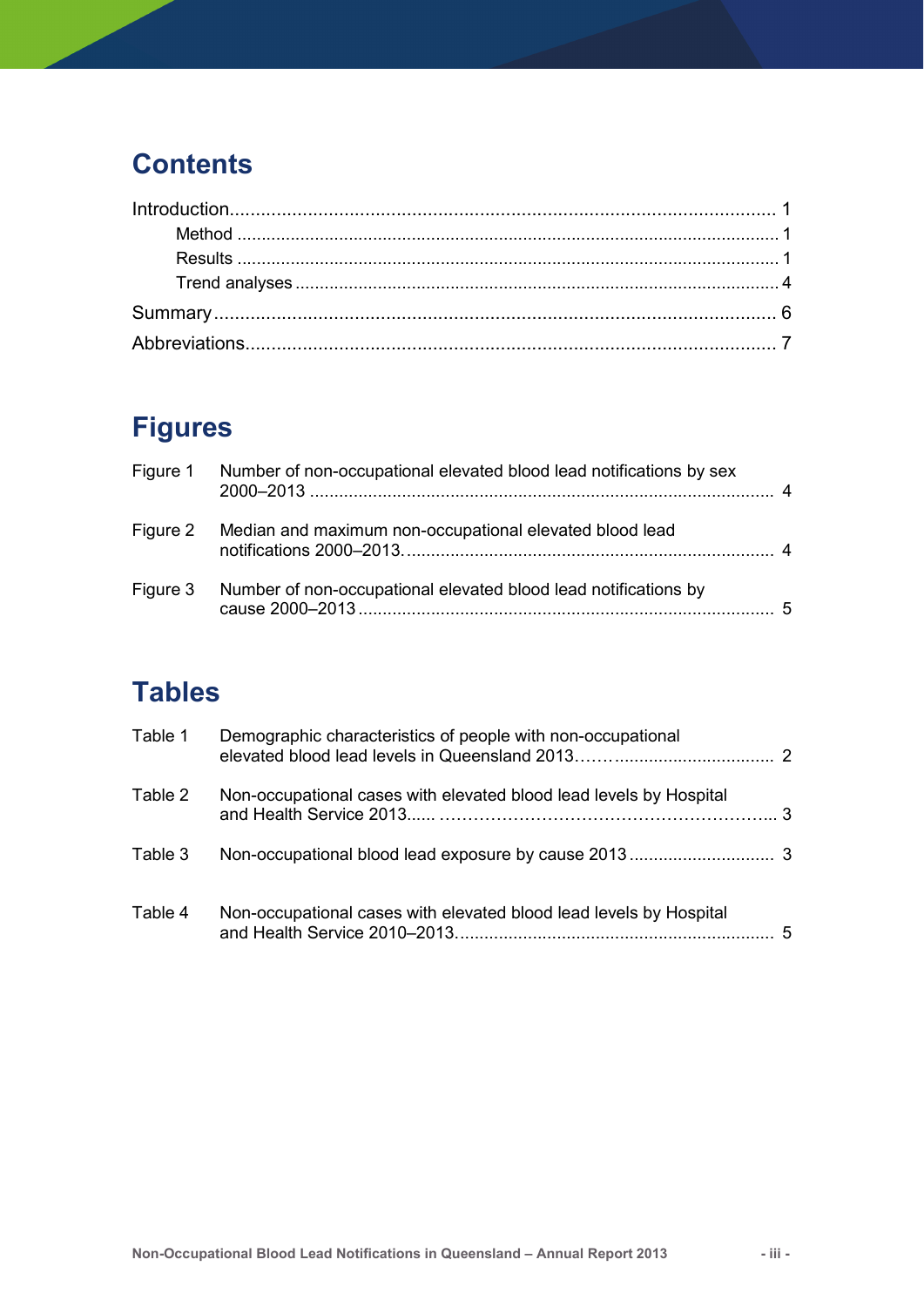## Contents

Introduction........................................................................................................ 1

- Method ........................................................................................................ 1
- Results ........................................................................................................ 1
- Trend analyses ............................................................................................ 4

Summary............................................................................................................ 6

Abbreviations..................................................................................................... 7

## Figures

| | | |
|---|---|---|
| Figure 1 | Number of non-occupational elevated blood lead notifications by sex 2000–2013 | 4 |
| Figure 2 | Median and maximum non-occupational elevated blood lead notifications 2000–2013. | 4 |
| Figure 3 | Number of non-occupational elevated blood lead notifications by cause 2000–2013 | 5 |

## Tables

| | | |
|---|---|---|
| Table 1 | Demographic characteristics of people with non-occupational elevated blood lead levels in Queensland 2013 | 2 |
| Table 2 | Non-occupational cases with elevated blood lead levels by Hospital and Health Service 2013 | 3 |
| Table 3 | Non-occupational blood lead exposure by cause 2013 | 3 |
| Table 4 | Non-occupational cases with elevated blood lead levels by Hospital and Health Service 2010–2013 | 5 |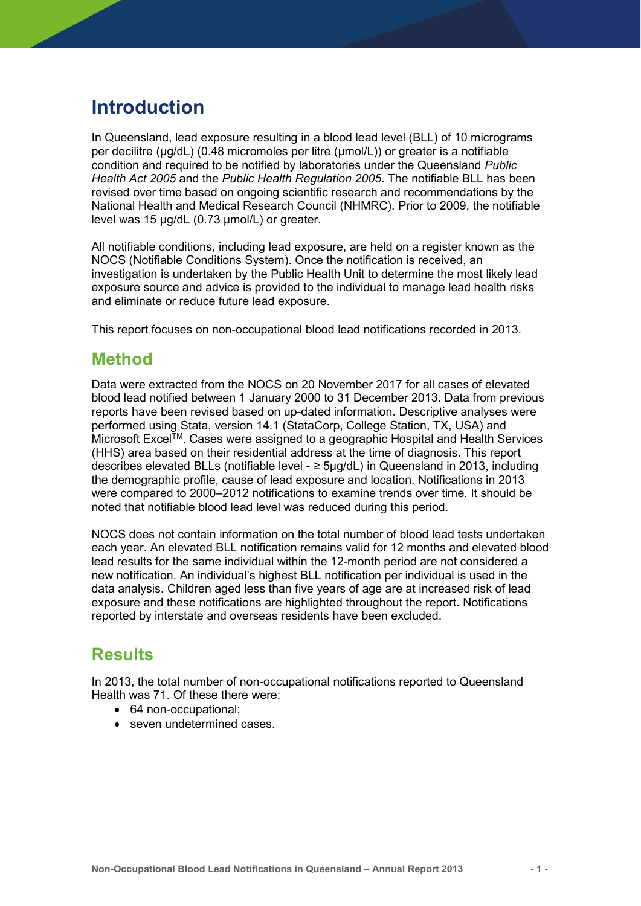# Introduction

In Queensland, lead exposure resulting in a blood lead level (BLL) of 10 micrograms per decilitre (µg/dL) (0.48 micromoles per litre (µmol/L)) or greater is a notifiable condition and required to be notified by laboratories under the Queensland *Public Health Act 2005* and the *Public Health Regulation 2005*. The notifiable BLL has been revised over time based on ongoing scientific research and recommendations by the National Health and Medical Research Council (NHMRC). Prior to 2009, the notifiable level was 15 µg/dL (0.73 µmol/L) or greater.

All notifiable conditions, including lead exposure, are held on a register known as the NOCS (Notifiable Conditions System). Once the notification is received, an investigation is undertaken by the Public Health Unit to determine the most likely lead exposure source and advice is provided to the individual to manage lead health risks and eliminate or reduce future lead exposure.

This report focuses on non-occupational blood lead notifications recorded in 2013.

## Method

Data were extracted from the NOCS on 20 November 2017 for all cases of elevated blood lead notified between 1 January 2000 to 31 December 2013. Data from previous reports have been revised based on up-dated information. Descriptive analyses were performed using Stata, version 14.1 (StataCorp, College Station, TX, USA) and Microsoft Excel™. Cases were assigned to a geographic Hospital and Health Services (HHS) area based on their residential address at the time of diagnosis. This report describes elevated BLLs (notifiable level - ≥ 5µg/dL) in Queensland in 2013, including the demographic profile, cause of lead exposure and location. Notifications in 2013 were compared to 2000–2012 notifications to examine trends over time. It should be noted that notifiable blood lead level was reduced during this period.

NOCS does not contain information on the total number of blood lead tests undertaken each year. An elevated BLL notification remains valid for 12 months and elevated blood lead results for the same individual within the 12-month period are not considered a new notification. An individual's highest BLL notification per individual is used in the data analysis. Children aged less than five years of age are at increased risk of lead exposure and these notifications are highlighted throughout the report. Notifications reported by interstate and overseas residents have been excluded.

## Results

In 2013, the total number of non-occupational notifications reported to Queensland Health was 71. Of these there were:

- 64 non-occupational;
- seven undetermined cases.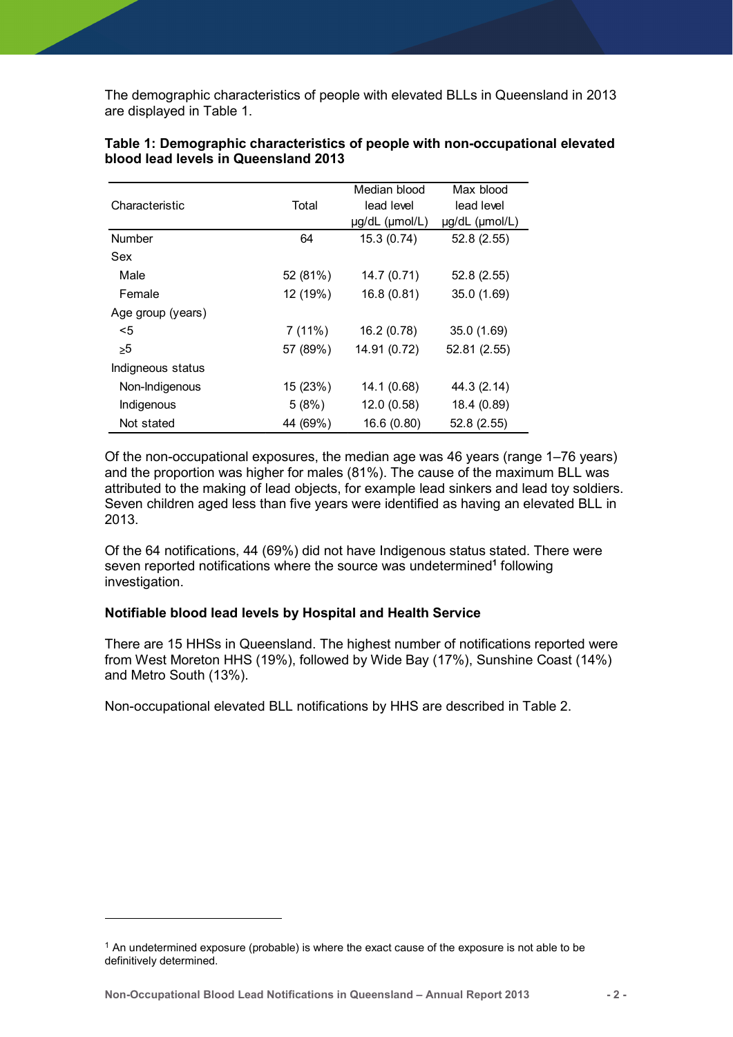The demographic characteristics of people with elevated BLLs in Queensland in 2013 are displayed in Table 1.

**Table 1: Demographic characteristics of people with non-occupational elevated blood lead levels in Queensland 2013**

| Characteristic | Total | Median blood lead level µg/dL (µmol/L) | Max blood lead level µg/dL (µmol/L) |
|---|---|---|---|
| Number | 64 | 15.3 (0.74) | 52.8 (2.55) |
| Sex | | | |
| Male | 52 (81%) | 14.7 (0.71) | 52.8 (2.55) |
| Female | 12 (19%) | 16.8 (0.81) | 35.0 (1.69) |
| Age group (years) | | | |
| <5 | 7 (11%) | 16.2 (0.78) | 35.0 (1.69) |
| ≥5 | 57 (89%) | 14.91 (0.72) | 52.81 (2.55) |
| Indigneous status | | | |
| Non-Indigenous | 15 (23%) | 14.1 (0.68) | 44.3 (2.14) |
| Indigenous | 5 (8%) | 12.0 (0.58) | 18.4 (0.89) |
| Not stated | 44 (69%) | 16.6 (0.80) | 52.8 (2.55) |

Of the non-occupational exposures, the median age was 46 years (range 1–76 years) and the proportion was higher for males (81%). The cause of the maximum BLL was attributed to the making of lead objects, for example lead sinkers and lead toy soldiers. Seven children aged less than five years were identified as having an elevated BLL in 2013.

Of the 64 notifications, 44 (69%) did not have Indigenous status stated. There were seven reported notifications where the source was undetermined[1] following investigation.

**Notifiable blood lead levels by Hospital and Health Service**

There are 15 HHSs in Queensland. The highest number of notifications reported were from West Moreton HHS (19%), followed by Wide Bay (17%), Sunshine Coast (14%) and Metro South (13%).

Non-occupational elevated BLL notifications by HHS are described in Table 2.

[1] An undetermined exposure (probable) is where the exact cause of the exposure is not able to be definitively determined.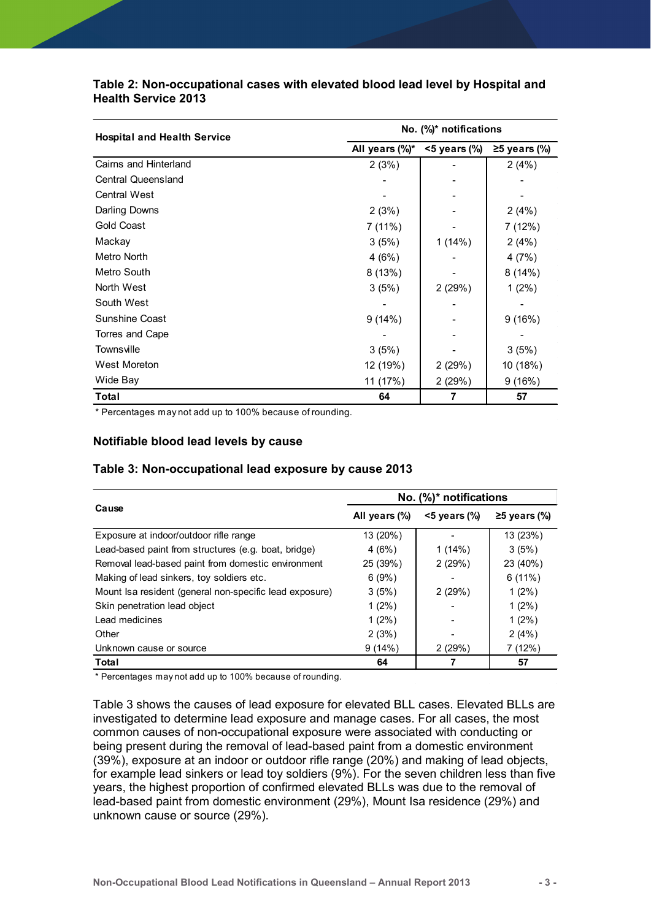**Table 2: Non-occupational cases with elevated blood lead level by Hospital and Health Service 2013**

| Hospital and Health Service | No. (%)* notifications | | |
|---|---|---|---|
| | All years (%)* | <5 years (%) | ≥5 years (%) |
| Cairns and Hinterland | 2 (3%) | - | 2 (4%) |
| Central Queensland | - | - | - |
| Central West | - | - | - |
| Darling Downs | 2 (3%) | - | 2 (4%) |
| Gold Coast | 7 (11%) | - | 7 (12%) |
| Mackay | 3 (5%) | 1 (14%) | 2 (4%) |
| Metro North | 4 (6%) | - | 4 (7%) |
| Metro South | 8 (13%) | - | 8 (14%) |
| North West | 3 (5%) | 2 (29%) | 1 (2%) |
| South West | - | - | - |
| Sunshine Coast | 9 (14%) | - | 9 (16%) |
| Torres and Cape | - | - | - |
| Townsville | 3 (5%) | - | 3 (5%) |
| West Moreton | 12 (19%) | 2 (29%) | 10 (18%) |
| Wide Bay | 11 (17%) | 2 (29%) | 9 (16%) |
| **Total** | **64** | **7** | **57** |

* Percentages may not add up to 100% because of rounding.

## Notifiable blood lead levels by cause

**Table 3: Non-occupational lead exposure by cause 2013**

| Cause | No. (%)* notifications | | |
|---|---|---|---|
| | All years (%) | <5 years (%) | ≥5 years (%) |
| Exposure at indoor/outdoor rifle range | 13 (20%) | - | 13 (23%) |
| Lead-based paint from structures (e.g. boat, bridge) | 4 (6%) | 1 (14%) | 3 (5%) |
| Removal lead-based paint from domestic environment | 25 (39%) | 2 (29%) | 23 (40%) |
| Making of lead sinkers, toy soldiers etc. | 6 (9%) | - | 6 (11%) |
| Mount Isa resident (general non-specific lead exposure) | 3 (5%) | 2 (29%) | 1 (2%) |
| Skin penetration lead object | 1 (2%) | - | 1 (2%) |
| Lead medicines | 1 (2%) | - | 1 (2%) |
| Other | 2 (3%) | - | 2 (4%) |
| Unknown cause or source | 9 (14%) | 2 (29%) | 7 (12%) |
| **Total** | **64** | **7** | **57** |

* Percentages may not add up to 100% because of rounding.

Table 3 shows the causes of lead exposure for elevated BLL cases. Elevated BLLs are investigated to determine lead exposure and manage cases. For all cases, the most common causes of non-occupational exposure were associated with conducting or being present during the removal of lead-based paint from a domestic environment (39%), exposure at an indoor or outdoor rifle range (20%) and making of lead objects, for example lead sinkers or lead toy soldiers (9%). For the seven children less than five years, the highest proportion of confirmed elevated BLLs was due to the removal of lead-based paint from domestic environment (29%), Mount Isa residence (29%) and unknown cause or source (29%).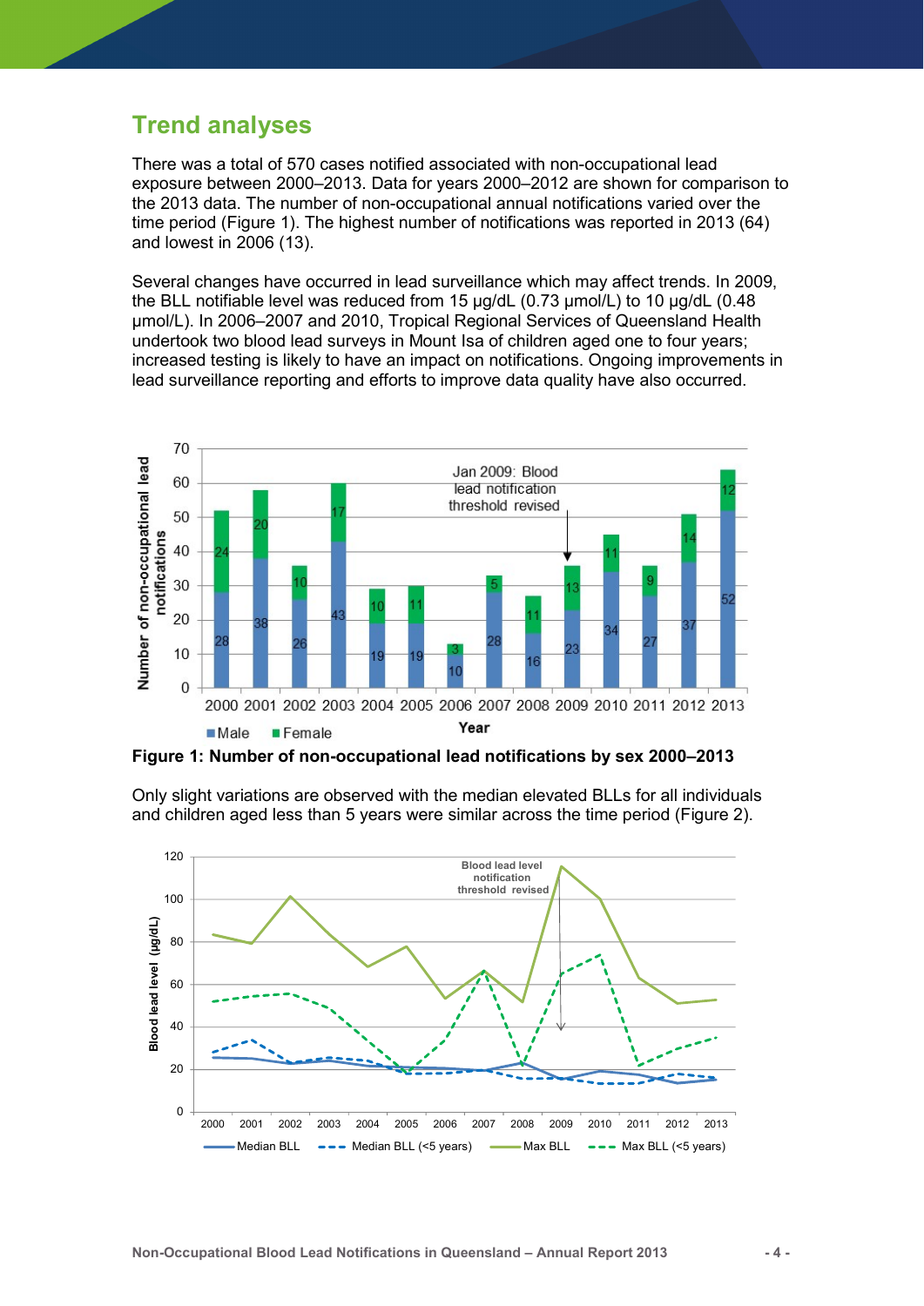## Trend analyses

There was a total of 570 cases notified associated with non-occupational lead exposure between 2000–2013. Data for years 2000–2012 are shown for comparison to the 2013 data. The number of non-occupational annual notifications varied over the time period (Figure 1). The highest number of notifications was reported in 2013 (64) and lowest in 2006 (13).

Several changes have occurred in lead surveillance which may affect trends. In 2009, the BLL notifiable level was reduced from 15 µg/dL (0.73 µmol/L) to 10 µg/dL (0.48 µmol/L). In 2006–2007 and 2010, Tropical Regional Services of Queensland Health undertook two blood lead surveys in Mount Isa of children aged one to four years; increased testing is likely to have an impact on notifications. Ongoing improvements in lead surveillance reporting and efforts to improve data quality have also occurred.

**Figure 1: Number of non-occupational lead notifications by sex 2000–2013**

Only slight variations are observed with the median elevated BLLs for all individuals and children aged less than 5 years were similar across the time period (Figure 2).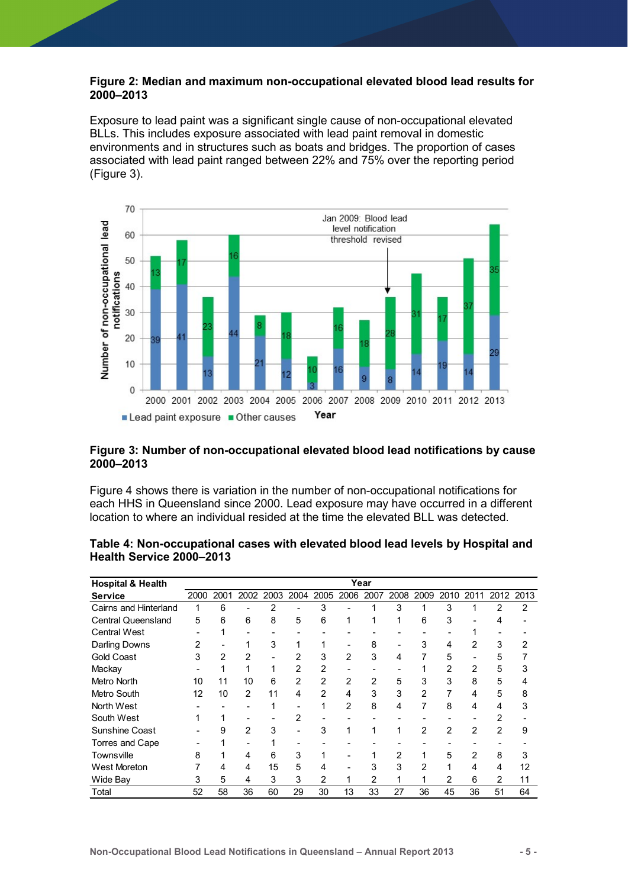**Figure 2: Median and maximum non-occupational elevated blood lead results for 2000–2013**

Exposure to lead paint was a significant single cause of non-occupational elevated BLLs. This includes exposure associated with lead paint removal in domestic environments and in structures such as boats and bridges. The proportion of cases associated with lead paint ranged between 22% and 75% over the reporting period (Figure 3).

**Figure 3: Number of non-occupational elevated blood lead notifications by cause 2000–2013**

Figure 4 shows there is variation in the number of non-occupational notifications for each HHS in Queensland since 2000. Lead exposure may have occurred in a different location to where an individual resided at the time the elevated BLL was detected.

**Table 4: Non-occupational cases with elevated blood lead levels by Hospital and Health Service 2000–2013**

| Hospital & Health Service | Year | | | | | | | | | | | | | |
|---|---|---|---|---|---|---|---|---|---|---|---|---|---|---|
| | 2000 | 2001 | 2002 | 2003 | 2004 | 2005 | 2006 | 2007 | 2008 | 2009 | 2010 | 2011 | 2012 | 2013 |
| Cairns and Hinterland | 1 | 6 | - | 2 | - | 3 | - | 1 | 3 | 1 | 3 | 1 | 2 | 2 |
| Central Queensland | 5 | 6 | 6 | 8 | 5 | 6 | 1 | 1 | 1 | 6 | 3 | - | 4 | - |
| Central West | - | 1 | - | - | - | - | - | - | - | - | - | 1 | - | - |
| Darling Downs | 2 | - | 1 | 3 | 1 | 1 | - | 8 | - | 3 | 4 | 2 | 3 | 2 |
| Gold Coast | 3 | 2 | 2 | - | 2 | 3 | 2 | 3 | 4 | 7 | 5 | - | 5 | 7 |
| Mackay | - | 1 | 1 | 1 | 2 | 2 | - | - | - | 1 | 2 | 2 | 5 | 3 |
| Metro North | 10 | 11 | 10 | 6 | 2 | 2 | 2 | 2 | 5 | 3 | 3 | 8 | 5 | 4 |
| Metro South | 12 | 10 | 2 | 11 | 4 | 2 | 4 | 3 | 3 | 2 | 7 | 4 | 5 | 8 |
| North West | - | - | - | 1 | - | 1 | 2 | 8 | 4 | 7 | 8 | 4 | 4 | 3 |
| South West | 1 | 1 | - | - | 2 | - | - | - | - | - | - | - | 2 | - |
| Sunshine Coast | - | 9 | 2 | 3 | - | 3 | 1 | 1 | 1 | 2 | 2 | 2 | 2 | 9 |
| Torres and Cape | - | 1 | - | 1 | - | - | - | - | - | - | - | - | - | - |
| Townsville | 8 | 1 | 4 | 6 | 3 | 1 | - | 1 | 2 | 1 | 5 | 2 | 8 | 3 |
| West Moreton | 7 | 4 | 4 | 15 | 5 | 4 | - | 3 | 3 | 2 | 1 | 4 | 4 | 12 |
| Wide Bay | 3 | 5 | 4 | 3 | 3 | 2 | 1 | 2 | 1 | 1 | 2 | 6 | 2 | 11 |
| Total | 52 | 58 | 36 | 60 | 29 | 30 | 13 | 33 | 27 | 36 | 45 | 36 | 51 | 64 |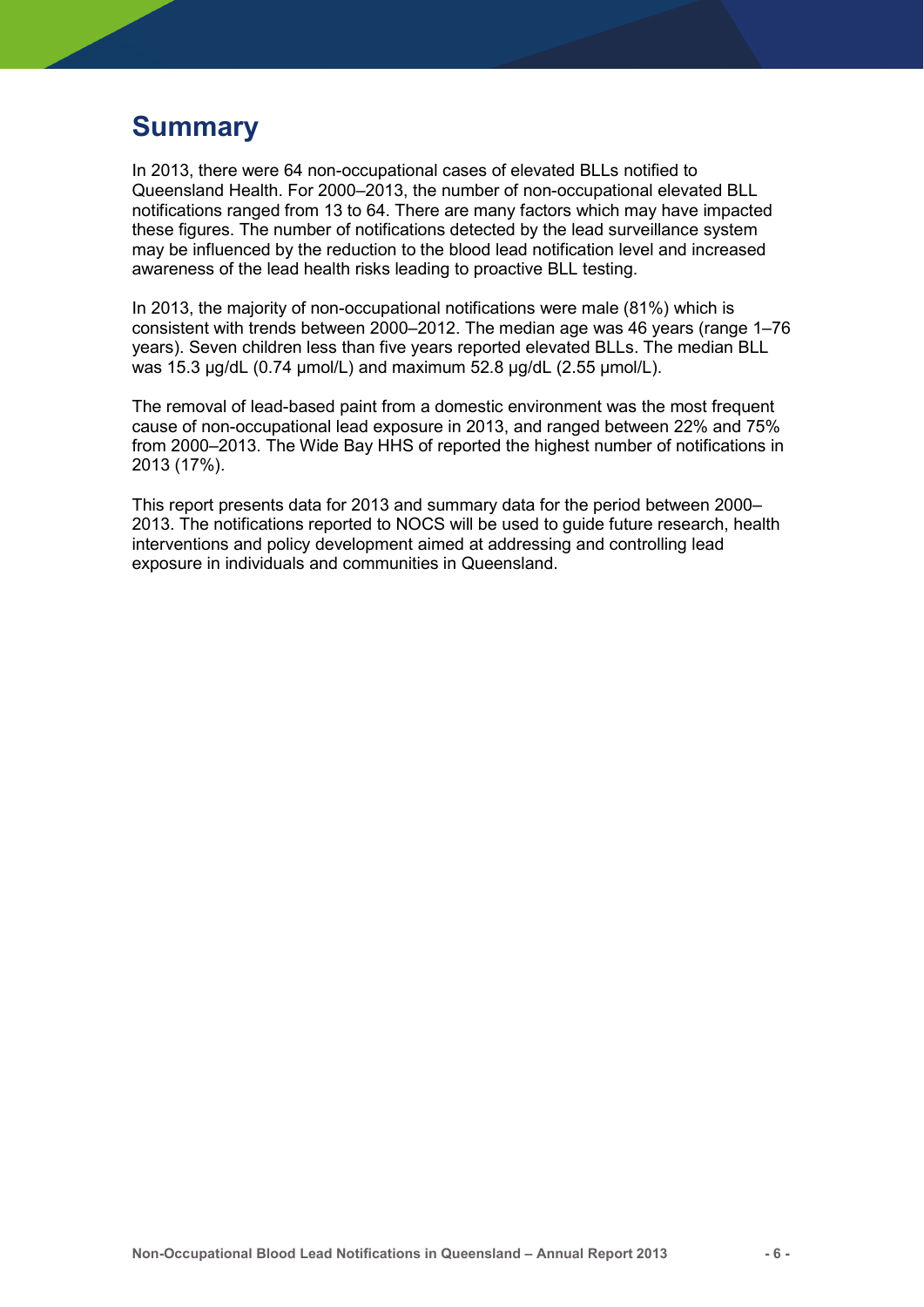# Summary

In 2013, there were 64 non-occupational cases of elevated BLLs notified to Queensland Health. For 2000–2013, the number of non-occupational elevated BLL notifications ranged from 13 to 64. There are many factors which may have impacted these figures. The number of notifications detected by the lead surveillance system may be influenced by the reduction to the blood lead notification level and increased awareness of the lead health risks leading to proactive BLL testing.

In 2013, the majority of non-occupational notifications were male (81%) which is consistent with trends between 2000–2012. The median age was 46 years (range 1–76 years). Seven children less than five years reported elevated BLLs. The median BLL was 15.3 μg/dL (0.74 μmol/L) and maximum 52.8 μg/dL (2.55 μmol/L).

The removal of lead-based paint from a domestic environment was the most frequent cause of non-occupational lead exposure in 2013, and ranged between 22% and 75% from 2000–2013. The Wide Bay HHS of reported the highest number of notifications in 2013 (17%).

This report presents data for 2013 and summary data for the period between 2000–2013. The notifications reported to NOCS will be used to guide future research, health interventions and policy development aimed at addressing and controlling lead exposure in individuals and communities in Queensland.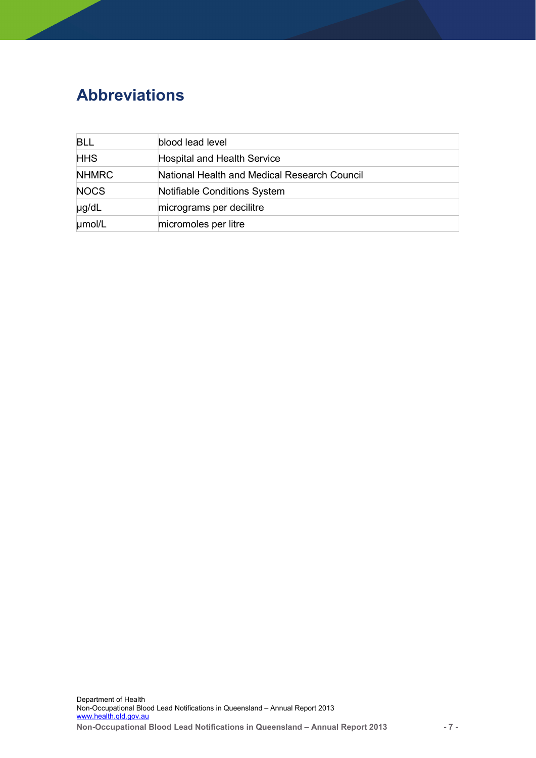# Abbreviations

| | |
|---|---|
| BLL | blood lead level |
| HHS | Hospital and Health Service |
| NHMRC | National Health and Medical Research Council |
| NOCS | Notifiable Conditions System |
| µg/dL | micrograms per decilitre |
| µmol/L | micromoles per litre |